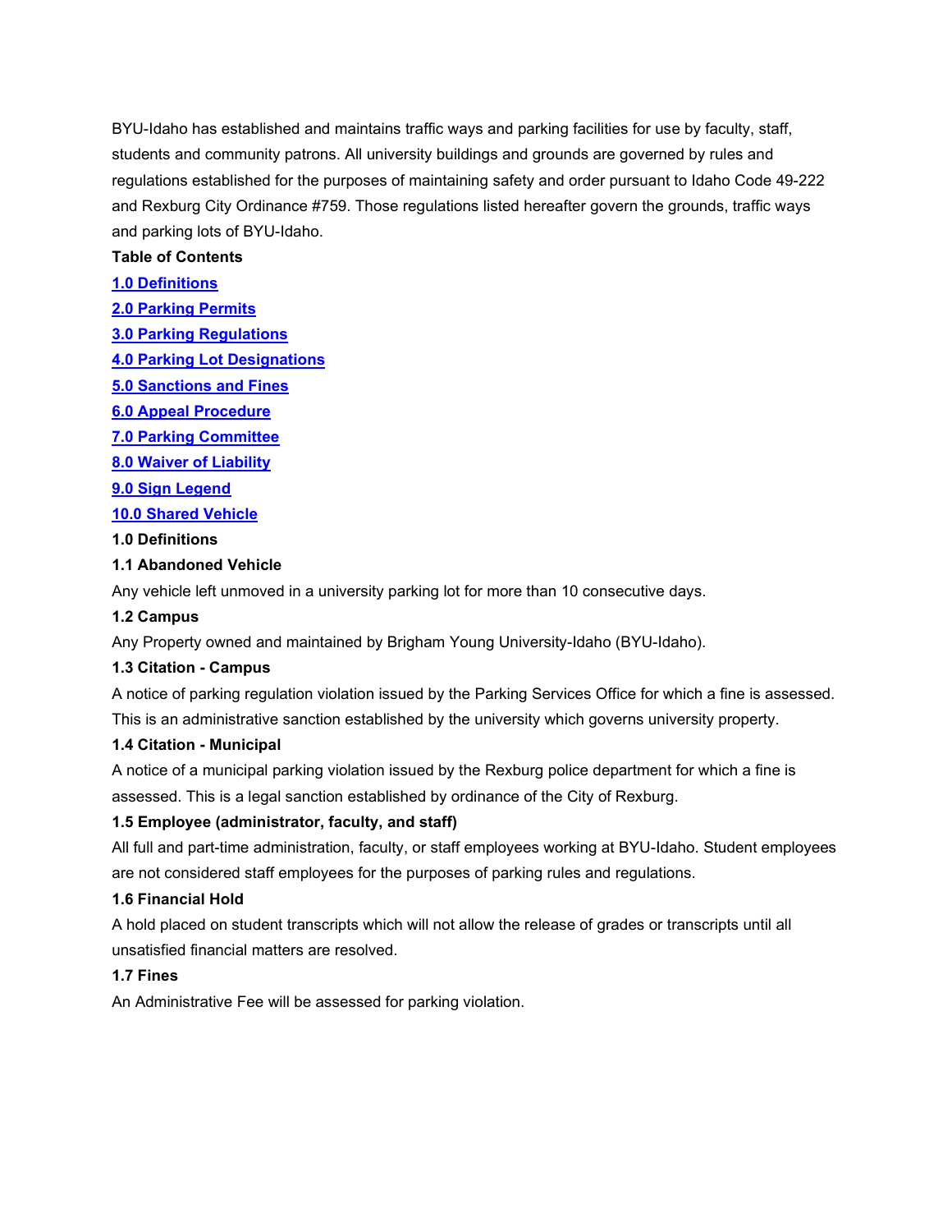BYU-Idaho has established and maintains traffic ways and parking facilities for use by faculty, staff, students and community patrons. All university buildings and grounds are governed by rules and regulations established for the purposes of maintaining safety and order pursuant to Idaho Code 49-222 and Rexburg City Ordinance #759. Those regulations listed hereafter govern the grounds, traffic ways and parking lots of BYU-Idaho.

**Table of Contents**

**1.0 Definitions**

**2.0 Parking Permits**

**3.0 Parking Regulations**

**4.0 Parking Lot Designations**

**5.0 Sanctions and Fines**

**6.0 Appeal Procedure**

**7.0 Parking Committee**

**8.0 Waiver of Liability**

**9.0 Sign Legend**

**10.0 Shared Vehicle**

## 1.0 Definitions

### 1.1 Abandoned Vehicle

Any vehicle left unmoved in a university parking lot for more than 10 consecutive days.

### 1.2 Campus

Any Property owned and maintained by Brigham Young University-Idaho (BYU-Idaho).

### 1.3 Citation - Campus

A notice of parking regulation violation issued by the Parking Services Office for which a fine is assessed. This is an administrative sanction established by the university which governs university property.

### 1.4 Citation - Municipal

A notice of a municipal parking violation issued by the Rexburg police department for which a fine is assessed. This is a legal sanction established by ordinance of the City of Rexburg.

### 1.5 Employee (administrator, faculty, and staff)

All full and part-time administration, faculty, or staff employees working at BYU-Idaho. Student employees are not considered staff employees for the purposes of parking rules and regulations.

### 1.6 Financial Hold

A hold placed on student transcripts which will not allow the release of grades or transcripts until all unsatisfied financial matters are resolved.

### 1.7 Fines

An Administrative Fee will be assessed for parking violation.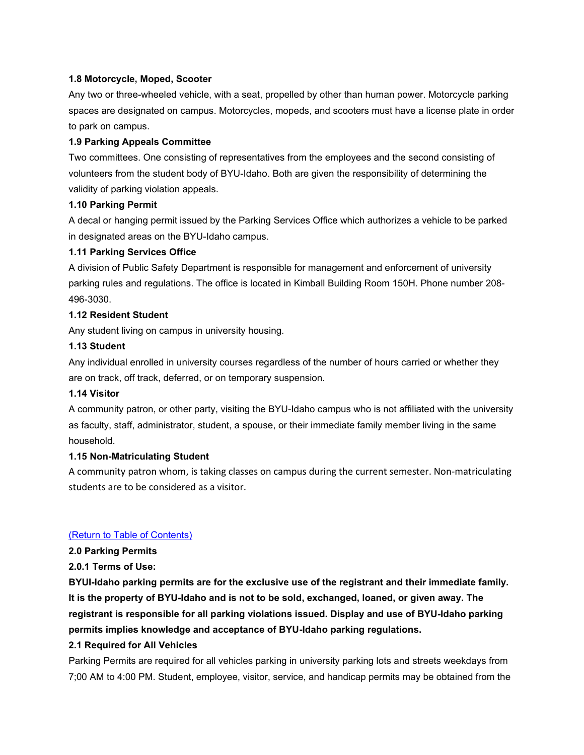**1.8 Motorcycle, Moped, Scooter**

Any two or three-wheeled vehicle, with a seat, propelled by other than human power. Motorcycle parking spaces are designated on campus. Motorcycles, mopeds, and scooters must have a license plate in order to park on campus.

**1.9 Parking Appeals Committee**

Two committees. One consisting of representatives from the employees and the second consisting of volunteers from the student body of BYU-Idaho. Both are given the responsibility of determining the validity of parking violation appeals.

**1.10 Parking Permit**

A decal or hanging permit issued by the Parking Services Office which authorizes a vehicle to be parked in designated areas on the BYU-Idaho campus.

**1.11 Parking Services Office**

A division of Public Safety Department is responsible for management and enforcement of university parking rules and regulations. The office is located in Kimball Building Room 150H. Phone number 208-496-3030.

**1.12 Resident Student**

Any student living on campus in university housing.

**1.13 Student**

Any individual enrolled in university courses regardless of the number of hours carried or whether they are on track, off track, deferred, or on temporary suspension.

**1.14 Visitor**

A community patron, or other party, visiting the BYU-Idaho campus who is not affiliated with the university as faculty, staff, administrator, student, a spouse, or their immediate family member living in the same household.

**1.15 Non-Matriculating Student**

A community patron whom, is taking classes on campus during the current semester. Non-matriculating students are to be considered as a visitor.

[(Return to Table of Contents)]()

**2.0 Parking Permits**

**2.0.1 Terms of Use:**

**BYUI-Idaho parking permits are for the exclusive use of the registrant and their immediate family. It is the property of BYU-Idaho and is not to be sold, exchanged, loaned, or given away. The registrant is responsible for all parking violations issued. Display and use of BYU-Idaho parking permits implies knowledge and acceptance of BYU-Idaho parking regulations.**

**2.1 Required for All Vehicles**

Parking Permits are required for all vehicles parking in university parking lots and streets weekdays from 7;00 AM to 4:00 PM. Student, employee, visitor, service, and handicap permits may be obtained from the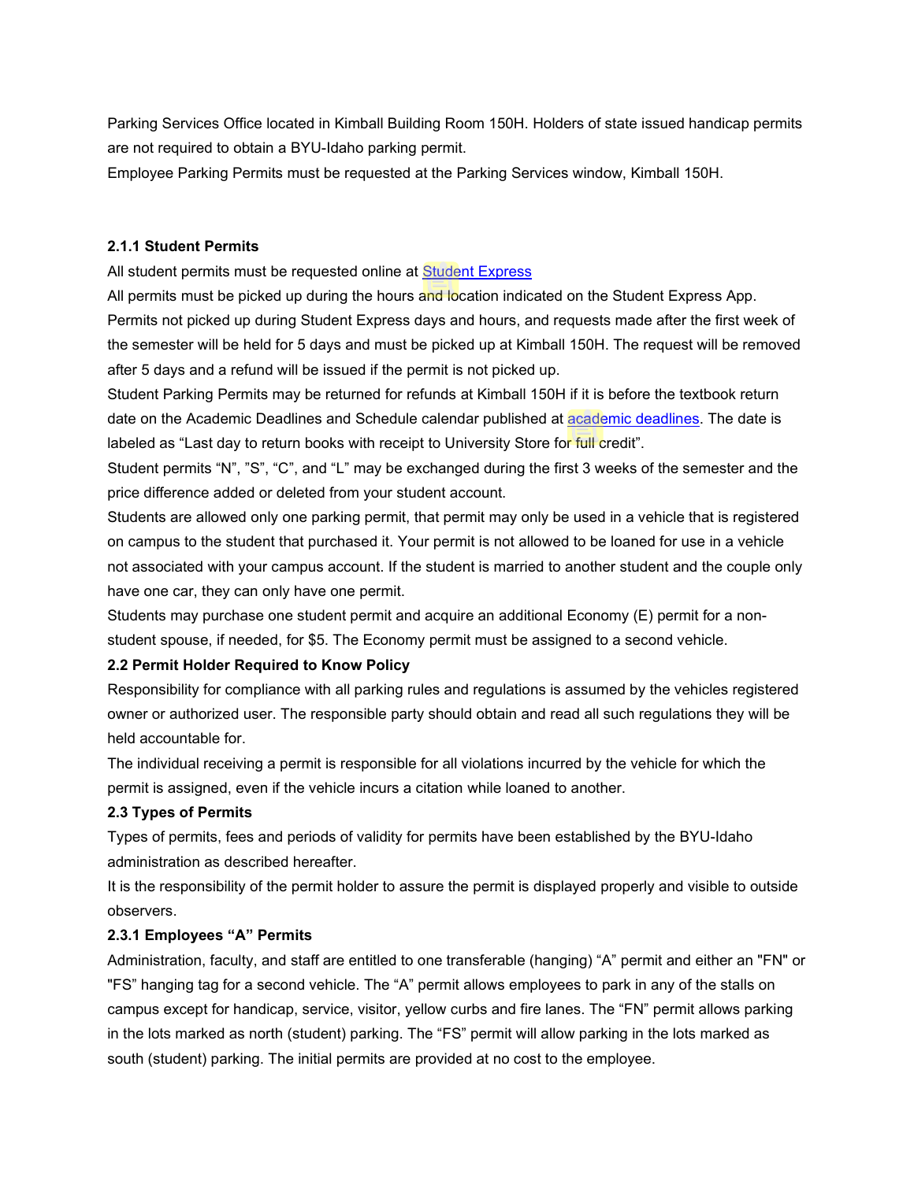Parking Services Office located in Kimball Building Room 150H. Holders of state issued handicap permits are not required to obtain a BYU-Idaho parking permit.

Employee Parking Permits must be requested at the Parking Services window, Kimball 150H.

#### 2.1.1 Student Permits

All student permits must be requested online at [Student Express]()

All permits must be picked up during the hours and location indicated on the Student Express App. Permits not picked up during Student Express days and hours, and requests made after the first week of the semester will be held for 5 days and must be picked up at Kimball 150H. The request will be removed after 5 days and a refund will be issued if the permit is not picked up.

Student Parking Permits may be returned for refunds at Kimball 150H if it is before the textbook return date on the Academic Deadlines and Schedule calendar published at [academic deadlines](). The date is labeled as "Last day to return books with receipt to University Store for full credit".

Student permits "N", "S", "C", and "L" may be exchanged during the first 3 weeks of the semester and the price difference added or deleted from your student account.

Students are allowed only one parking permit, that permit may only be used in a vehicle that is registered on campus to the student that purchased it. Your permit is not allowed to be loaned for use in a vehicle not associated with your campus account. If the student is married to another student and the couple only have one car, they can only have one permit.

Students may purchase one student permit and acquire an additional Economy (E) permit for a non-student spouse, if needed, for $5. The Economy permit must be assigned to a second vehicle.

### 2.2 Permit Holder Required to Know Policy

Responsibility for compliance with all parking rules and regulations is assumed by the vehicles registered owner or authorized user. The responsible party should obtain and read all such regulations they will be held accountable for.

The individual receiving a permit is responsible for all violations incurred by the vehicle for which the permit is assigned, even if the vehicle incurs a citation while loaned to another.

### 2.3 Types of Permits

Types of permits, fees and periods of validity for permits have been established by the BYU-Idaho administration as described hereafter.

It is the responsibility of the permit holder to assure the permit is displayed properly and visible to outside observers.

#### 2.3.1 Employees "A" Permits

Administration, faculty, and staff are entitled to one transferable (hanging) "A" permit and either an "FN" or "FS" hanging tag for a second vehicle. The "A" permit allows employees to park in any of the stalls on campus except for handicap, service, visitor, yellow curbs and fire lanes. The "FN" permit allows parking in the lots marked as north (student) parking. The "FS" permit will allow parking in the lots marked as south (student) parking. The initial permits are provided at no cost to the employee.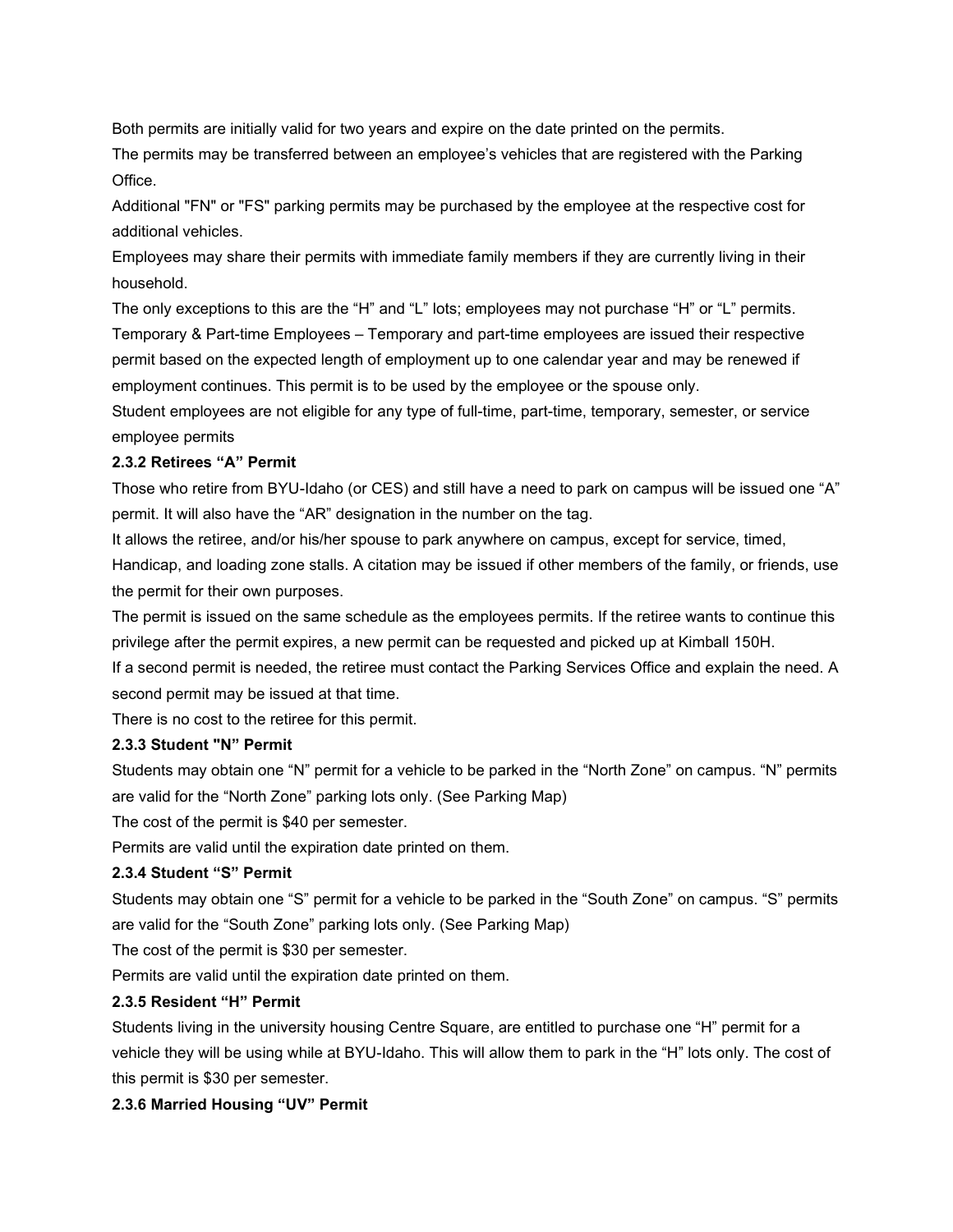Both permits are initially valid for two years and expire on the date printed on the permits.

The permits may be transferred between an employee's vehicles that are registered with the Parking Office.

Additional "FN" or "FS" parking permits may be purchased by the employee at the respective cost for additional vehicles.

Employees may share their permits with immediate family members if they are currently living in their household.

The only exceptions to this are the "H" and "L" lots; employees may not purchase "H" or "L" permits.

Temporary & Part-time Employees – Temporary and part-time employees are issued their respective permit based on the expected length of employment up to one calendar year and may be renewed if employment continues. This permit is to be used by the employee or the spouse only.

Student employees are not eligible for any type of full-time, part-time, temporary, semester, or service employee permits

### 2.3.2 Retirees "A" Permit

Those who retire from BYU-Idaho (or CES) and still have a need to park on campus will be issued one "A" permit. It will also have the "AR" designation in the number on the tag.

It allows the retiree, and/or his/her spouse to park anywhere on campus, except for service, timed, Handicap, and loading zone stalls. A citation may be issued if other members of the family, or friends, use the permit for their own purposes.

The permit is issued on the same schedule as the employees permits. If the retiree wants to continue this privilege after the permit expires, a new permit can be requested and picked up at Kimball 150H.

If a second permit is needed, the retiree must contact the Parking Services Office and explain the need. A second permit may be issued at that time.

There is no cost to the retiree for this permit.

### 2.3.3 Student "N" Permit

Students may obtain one "N" permit for a vehicle to be parked in the "North Zone" on campus. "N" permits are valid for the "North Zone" parking lots only. (See Parking Map)

The cost of the permit is $40 per semester.

Permits are valid until the expiration date printed on them.

### 2.3.4 Student "S" Permit

Students may obtain one "S" permit for a vehicle to be parked in the "South Zone" on campus. "S" permits are valid for the "South Zone" parking lots only. (See Parking Map)

The cost of the permit is $30 per semester.

Permits are valid until the expiration date printed on them.

### 2.3.5 Resident "H" Permit

Students living in the university housing Centre Square, are entitled to purchase one "H" permit for a vehicle they will be using while at BYU-Idaho. This will allow them to park in the "H" lots only. The cost of this permit is $30 per semester.

### 2.3.6 Married Housing "UV" Permit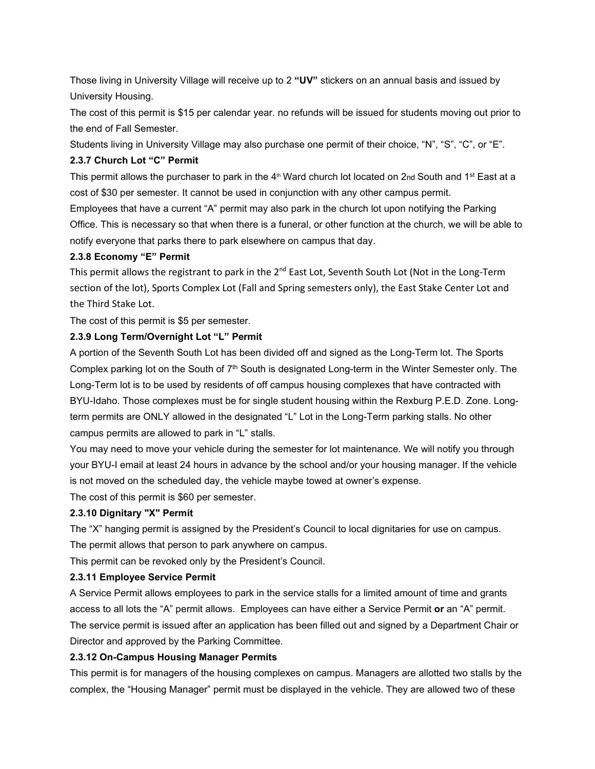Those living in University Village will receive up to 2 **"UV"** stickers on an annual basis and issued by University Housing.

The cost of this permit is $15 per calendar year. no refunds will be issued for students moving out prior to the end of Fall Semester.

Students living in University Village may also purchase one permit of their choice, "N", "S", "C", or "E".

**2.3.7 Church Lot "C" Permit**

This permit allows the purchaser to park in the 4th Ward church lot located on 2nd South and 1st East at a cost of $30 per semester. It cannot be used in conjunction with any other campus permit.

Employees that have a current "A" permit may also park in the church lot upon notifying the Parking Office. This is necessary so that when there is a funeral, or other function at the church, we will be able to notify everyone that parks there to park elsewhere on campus that day.

**2.3.8 Economy "E" Permit**

This permit allows the registrant to park in the 2nd East Lot, Seventh South Lot (Not in the Long-Term section of the lot), Sports Complex Lot (Fall and Spring semesters only), the East Stake Center Lot and the Third Stake Lot.

The cost of this permit is $5 per semester.

**2.3.9 Long Term/Overnight Lot "L" Permit**

A portion of the Seventh South Lot has been divided off and signed as the Long-Term lot. The Sports Complex parking lot on the South of 7th South is designated Long-term in the Winter Semester only. The Long-Term lot is to be used by residents of off campus housing complexes that have contracted with BYU-Idaho. Those complexes must be for single student housing within the Rexburg P.E.D. Zone. Long-term permits are ONLY allowed in the designated "L" Lot in the Long-Term parking stalls. No other campus permits are allowed to park in "L" stalls.

You may need to move your vehicle during the semester for lot maintenance. We will notify you through your BYU-I email at least 24 hours in advance by the school and/or your housing manager. If the vehicle is not moved on the scheduled day, the vehicle maybe towed at owner's expense.

The cost of this permit is $60 per semester.

**2.3.10 Dignitary "X" Permit**

The "X" hanging permit is assigned by the President's Council to local dignitaries for use on campus.

The permit allows that person to park anywhere on campus.

This permit can be revoked only by the President's Council.

**2.3.11 Employee Service Permit**

A Service Permit allows employees to park in the service stalls for a limited amount of time and grants access to all lots the "A" permit allows. Employees can have either a Service Permit **or** an "A" permit. The service permit is issued after an application has been filled out and signed by a Department Chair or Director and approved by the Parking Committee.

**2.3.12 On-Campus Housing Manager Permits**

This permit is for managers of the housing complexes on campus. Managers are allotted two stalls by the complex, the "Housing Manager" permit must be displayed in the vehicle. They are allowed two of these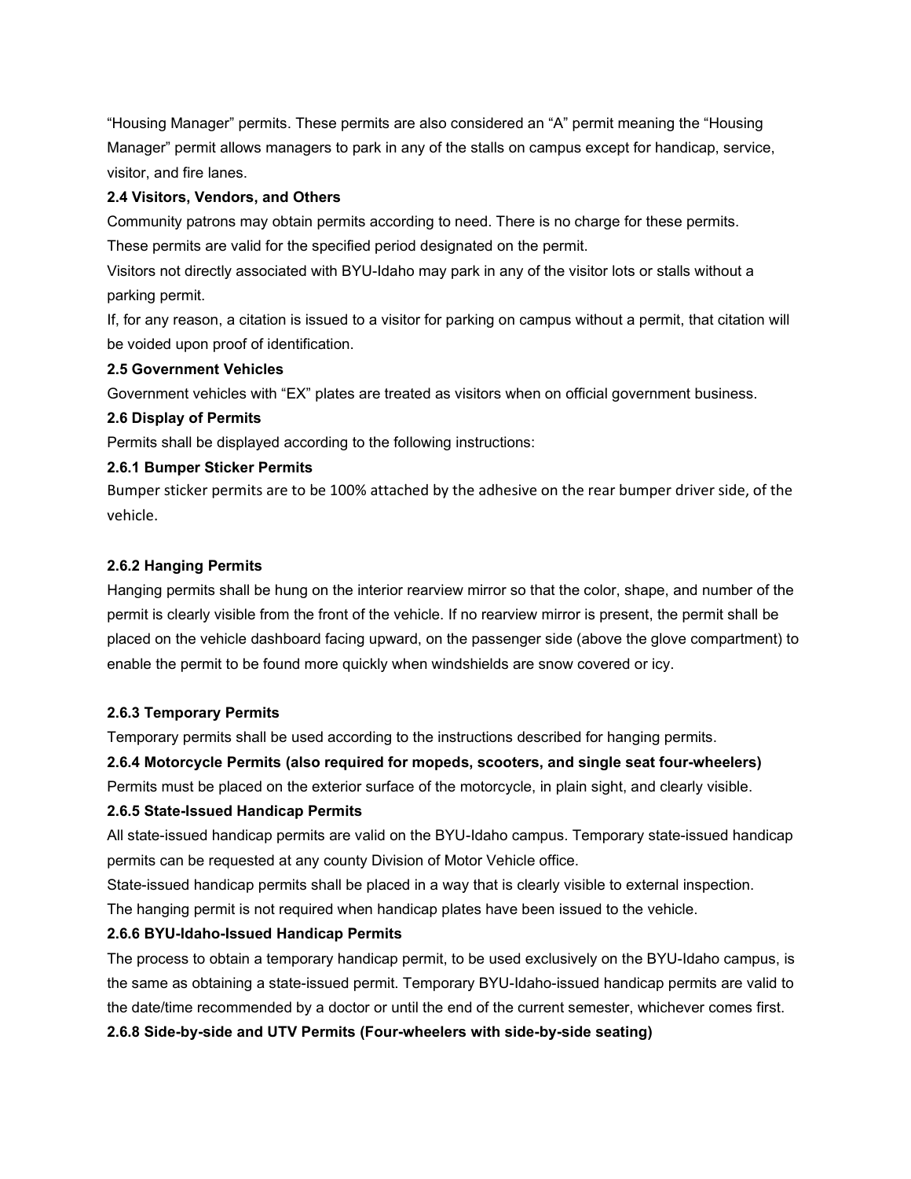“Housing Manager” permits. These permits are also considered an “A” permit meaning the “Housing Manager” permit allows managers to park in any of the stalls on campus except for handicap, service, visitor, and fire lanes.

**2.4 Visitors, Vendors, and Others**

Community patrons may obtain permits according to need. There is no charge for these permits. These permits are valid for the specified period designated on the permit.

Visitors not directly associated with BYU-Idaho may park in any of the visitor lots or stalls without a parking permit.

If, for any reason, a citation is issued to a visitor for parking on campus without a permit, that citation will be voided upon proof of identification.

**2.5 Government Vehicles**

Government vehicles with “EX” plates are treated as visitors when on official government business.

**2.6 Display of Permits**

Permits shall be displayed according to the following instructions:

**2.6.1 Bumper Sticker Permits**

Bumper sticker permits are to be 100% attached by the adhesive on the rear bumper driver side, of the vehicle.

**2.6.2 Hanging Permits**

Hanging permits shall be hung on the interior rearview mirror so that the color, shape, and number of the permit is clearly visible from the front of the vehicle. If no rearview mirror is present, the permit shall be placed on the vehicle dashboard facing upward, on the passenger side (above the glove compartment) to enable the permit to be found more quickly when windshields are snow covered or icy.

**2.6.3 Temporary Permits**

Temporary permits shall be used according to the instructions described for hanging permits.

**2.6.4 Motorcycle Permits (also required for mopeds, scooters, and single seat four-wheelers)**

Permits must be placed on the exterior surface of the motorcycle, in plain sight, and clearly visible.

**2.6.5 State-Issued Handicap Permits**

All state-issued handicap permits are valid on the BYU-Idaho campus. Temporary state-issued handicap permits can be requested at any county Division of Motor Vehicle office.

State-issued handicap permits shall be placed in a way that is clearly visible to external inspection.

The hanging permit is not required when handicap plates have been issued to the vehicle.

**2.6.6 BYU-Idaho-Issued Handicap Permits**

The process to obtain a temporary handicap permit, to be used exclusively on the BYU-Idaho campus, is the same as obtaining a state-issued permit. Temporary BYU-Idaho-issued handicap permits are valid to the date/time recommended by a doctor or until the end of the current semester, whichever comes first.

**2.6.8 Side-by-side and UTV Permits (Four-wheelers with side-by-side seating)**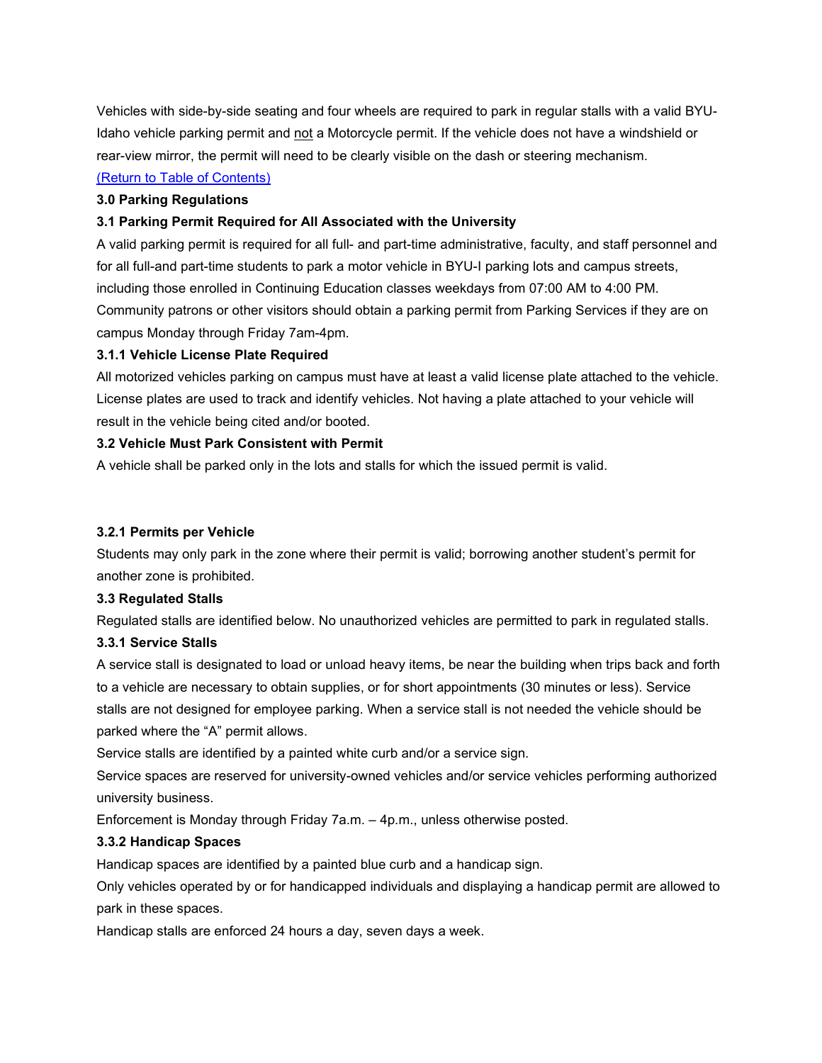Vehicles with side-by-side seating and four wheels are required to park in regular stalls with a valid BYU-Idaho vehicle parking permit and <u>not</u> a Motorcycle permit. If the vehicle does not have a windshield or rear-view mirror, the permit will need to be clearly visible on the dash or steering mechanism.

[(Return to Table of Contents)]()

## 3.0 Parking Regulations

### 3.1 Parking Permit Required for All Associated with the University

A valid parking permit is required for all full- and part-time administrative, faculty, and staff personnel and for all full-and part-time students to park a motor vehicle in BYU-I parking lots and campus streets, including those enrolled in Continuing Education classes weekdays from 07:00 AM to 4:00 PM. Community patrons or other visitors should obtain a parking permit from Parking Services if they are on campus Monday through Friday 7am-4pm.

#### 3.1.1 Vehicle License Plate Required

All motorized vehicles parking on campus must have at least a valid license plate attached to the vehicle. License plates are used to track and identify vehicles. Not having a plate attached to your vehicle will result in the vehicle being cited and/or booted.

### 3.2 Vehicle Must Park Consistent with Permit

A vehicle shall be parked only in the lots and stalls for which the issued permit is valid.

#### 3.2.1 Permits per Vehicle

Students may only park in the zone where their permit is valid; borrowing another student's permit for another zone is prohibited.

### 3.3 Regulated Stalls

Regulated stalls are identified below. No unauthorized vehicles are permitted to park in regulated stalls.

#### 3.3.1 Service Stalls

A service stall is designated to load or unload heavy items, be near the building when trips back and forth to a vehicle are necessary to obtain supplies, or for short appointments (30 minutes or less). Service stalls are not designed for employee parking. When a service stall is not needed the vehicle should be parked where the "A" permit allows.

Service stalls are identified by a painted white curb and/or a service sign.

Service spaces are reserved for university-owned vehicles and/or service vehicles performing authorized university business.

Enforcement is Monday through Friday 7a.m. – 4p.m., unless otherwise posted.

#### 3.3.2 Handicap Spaces

Handicap spaces are identified by a painted blue curb and a handicap sign.

Only vehicles operated by or for handicapped individuals and displaying a handicap permit are allowed to park in these spaces.

Handicap stalls are enforced 24 hours a day, seven days a week.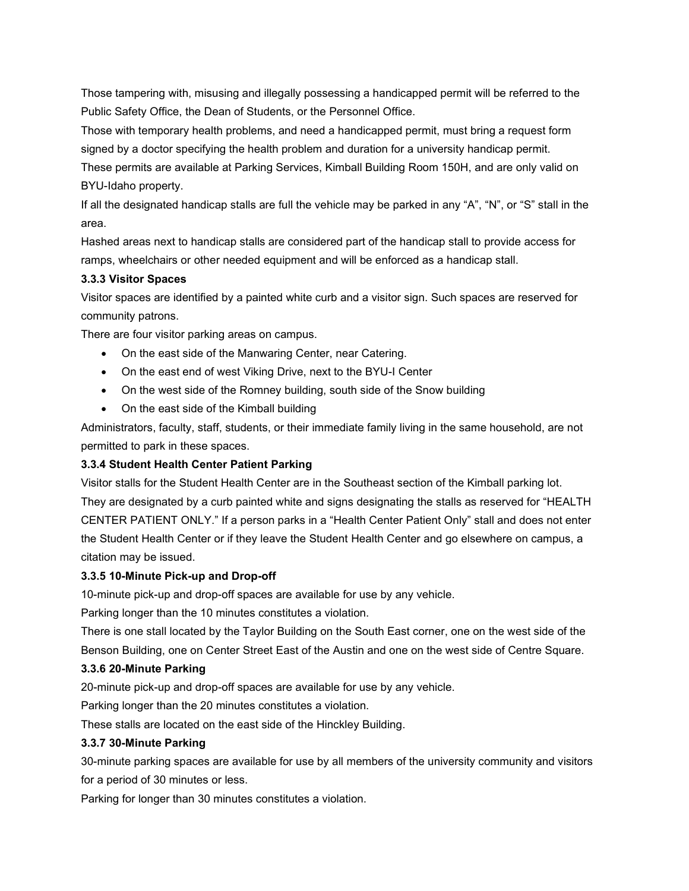Those tampering with, misusing and illegally possessing a handicapped permit will be referred to the Public Safety Office, the Dean of Students, or the Personnel Office.

Those with temporary health problems, and need a handicapped permit, must bring a request form signed by a doctor specifying the health problem and duration for a university handicap permit.

These permits are available at Parking Services, Kimball Building Room 150H, and are only valid on BYU-Idaho property.

If all the designated handicap stalls are full the vehicle may be parked in any “A”, “N”, or “S” stall in the area.

Hashed areas next to handicap stalls are considered part of the handicap stall to provide access for ramps, wheelchairs or other needed equipment and will be enforced as a handicap stall.

### 3.3.3 Visitor Spaces

Visitor spaces are identified by a painted white curb and a visitor sign. Such spaces are reserved for community patrons.

There are four visitor parking areas on campus.

- On the east side of the Manwaring Center, near Catering.
- On the east end of west Viking Drive, next to the BYU-I Center
- On the west side of the Romney building, south side of the Snow building
- On the east side of the Kimball building

Administrators, faculty, staff, students, or their immediate family living in the same household, are not permitted to park in these spaces.

### 3.3.4 Student Health Center Patient Parking

Visitor stalls for the Student Health Center are in the Southeast section of the Kimball parking lot. They are designated by a curb painted white and signs designating the stalls as reserved for “HEALTH CENTER PATIENT ONLY.” If a person parks in a “Health Center Patient Only” stall and does not enter the Student Health Center or if they leave the Student Health Center and go elsewhere on campus, a citation may be issued.

### 3.3.5 10-Minute Pick-up and Drop-off

10-minute pick-up and drop-off spaces are available for use by any vehicle.

Parking longer than the 10 minutes constitutes a violation.

There is one stall located by the Taylor Building on the South East corner, one on the west side of the Benson Building, one on Center Street East of the Austin and one on the west side of Centre Square.

### 3.3.6 20-Minute Parking

20-minute pick-up and drop-off spaces are available for use by any vehicle.

Parking longer than the 20 minutes constitutes a violation.

These stalls are located on the east side of the Hinckley Building.

### 3.3.7 30-Minute Parking

30-minute parking spaces are available for use by all members of the university community and visitors for a period of 30 minutes or less.

Parking for longer than 30 minutes constitutes a violation.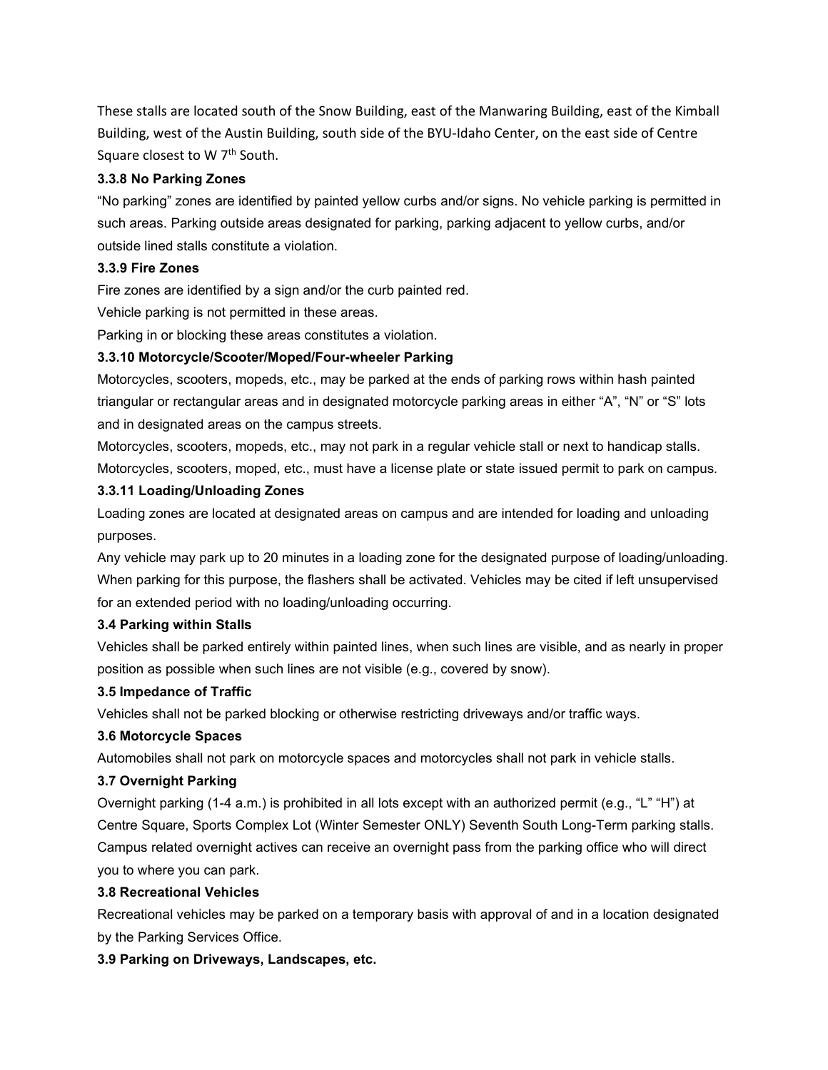These stalls are located south of the Snow Building, east of the Manwaring Building, east of the Kimball Building, west of the Austin Building, south side of the BYU-Idaho Center, on the east side of Centre Square closest to W 7th South.

#### 3.3.8 No Parking Zones

"No parking" zones are identified by painted yellow curbs and/or signs. No vehicle parking is permitted in such areas. Parking outside areas designated for parking, parking adjacent to yellow curbs, and/or outside lined stalls constitute a violation.

#### 3.3.9 Fire Zones

Fire zones are identified by a sign and/or the curb painted red.

Vehicle parking is not permitted in these areas.

Parking in or blocking these areas constitutes a violation.

#### 3.3.10 Motorcycle/Scooter/Moped/Four-wheeler Parking

Motorcycles, scooters, mopeds, etc., may be parked at the ends of parking rows within hash painted triangular or rectangular areas and in designated motorcycle parking areas in either "A", "N" or "S" lots and in designated areas on the campus streets.

Motorcycles, scooters, mopeds, etc., may not park in a regular vehicle stall or next to handicap stalls.

Motorcycles, scooters, moped, etc., must have a license plate or state issued permit to park on campus.

#### 3.3.11 Loading/Unloading Zones

Loading zones are located at designated areas on campus and are intended for loading and unloading purposes.

Any vehicle may park up to 20 minutes in a loading zone for the designated purpose of loading/unloading. When parking for this purpose, the flashers shall be activated. Vehicles may be cited if left unsupervised for an extended period with no loading/unloading occurring.

### 3.4 Parking within Stalls

Vehicles shall be parked entirely within painted lines, when such lines are visible, and as nearly in proper position as possible when such lines are not visible (e.g., covered by snow).

### 3.5 Impedance of Traffic

Vehicles shall not be parked blocking or otherwise restricting driveways and/or traffic ways.

### 3.6 Motorcycle Spaces

Automobiles shall not park on motorcycle spaces and motorcycles shall not park in vehicle stalls.

### 3.7 Overnight Parking

Overnight parking (1-4 a.m.) is prohibited in all lots except with an authorized permit (e.g., "L" "H") at Centre Square, Sports Complex Lot (Winter Semester ONLY) Seventh South Long-Term parking stalls. Campus related overnight actives can receive an overnight pass from the parking office who will direct you to where you can park.

### 3.8 Recreational Vehicles

Recreational vehicles may be parked on a temporary basis with approval of and in a location designated by the Parking Services Office.

### 3.9 Parking on Driveways, Landscapes, etc.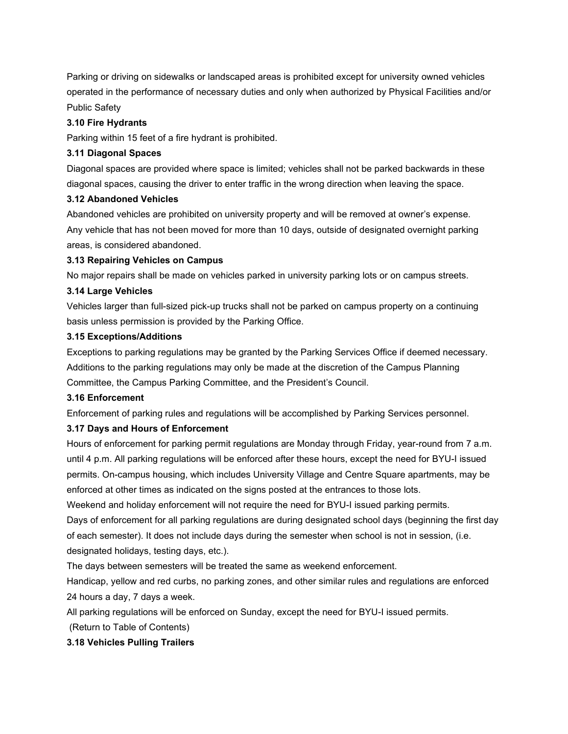Parking or driving on sidewalks or landscaped areas is prohibited except for university owned vehicles operated in the performance of necessary duties and only when authorized by Physical Facilities and/or Public Safety

**3.10 Fire Hydrants**

Parking within 15 feet of a fire hydrant is prohibited.

**3.11 Diagonal Spaces**

Diagonal spaces are provided where space is limited; vehicles shall not be parked backwards in these diagonal spaces, causing the driver to enter traffic in the wrong direction when leaving the space.

**3.12 Abandoned Vehicles**

Abandoned vehicles are prohibited on university property and will be removed at owner's expense. Any vehicle that has not been moved for more than 10 days, outside of designated overnight parking areas, is considered abandoned.

**3.13 Repairing Vehicles on Campus**

No major repairs shall be made on vehicles parked in university parking lots or on campus streets.

**3.14 Large Vehicles**

Vehicles larger than full-sized pick-up trucks shall not be parked on campus property on a continuing basis unless permission is provided by the Parking Office.

**3.15 Exceptions/Additions**

Exceptions to parking regulations may be granted by the Parking Services Office if deemed necessary. Additions to the parking regulations may only be made at the discretion of the Campus Planning Committee, the Campus Parking Committee, and the President's Council.

**3.16 Enforcement**

Enforcement of parking rules and regulations will be accomplished by Parking Services personnel.

**3.17 Days and Hours of Enforcement**

Hours of enforcement for parking permit regulations are Monday through Friday, year-round from 7 a.m. until 4 p.m. All parking regulations will be enforced after these hours, except the need for BYU-I issued permits. On-campus housing, which includes University Village and Centre Square apartments, may be enforced at other times as indicated on the signs posted at the entrances to those lots.

Weekend and holiday enforcement will not require the need for BYU-I issued parking permits.

Days of enforcement for all parking regulations are during designated school days (beginning the first day of each semester). It does not include days during the semester when school is not in session, (i.e. designated holidays, testing days, etc.).

The days between semesters will be treated the same as weekend enforcement.

Handicap, yellow and red curbs, no parking zones, and other similar rules and regulations are enforced 24 hours a day, 7 days a week.

All parking regulations will be enforced on Sunday, except the need for BYU-I issued permits.

(Return to Table of Contents)

**3.18 Vehicles Pulling Trailers**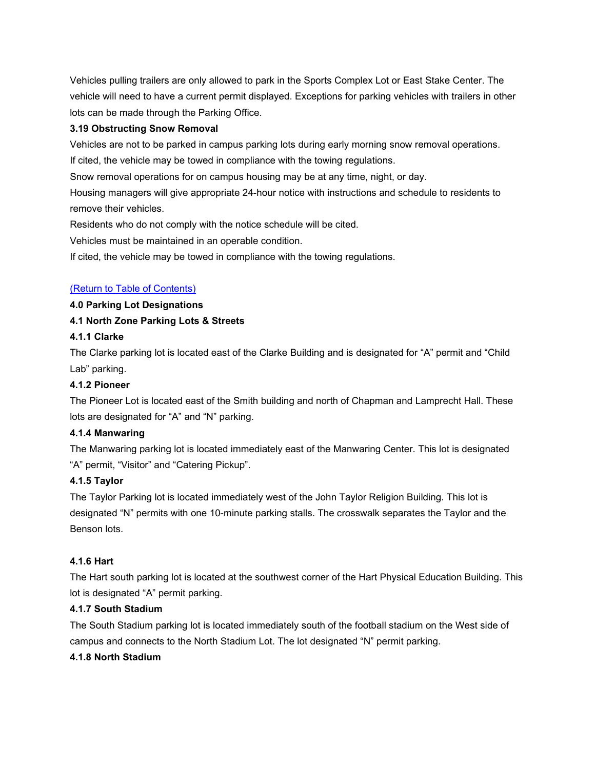Vehicles pulling trailers are only allowed to park in the Sports Complex Lot or East Stake Center. The vehicle will need to have a current permit displayed. Exceptions for parking vehicles with trailers in other lots can be made through the Parking Office.

**3.19 Obstructing Snow Removal**

Vehicles are not to be parked in campus parking lots during early morning snow removal operations.

If cited, the vehicle may be towed in compliance with the towing regulations.

Snow removal operations for on campus housing may be at any time, night, or day.

Housing managers will give appropriate 24-hour notice with instructions and schedule to residents to remove their vehicles.

Residents who do not comply with the notice schedule will be cited.

Vehicles must be maintained in an operable condition.

If cited, the vehicle may be towed in compliance with the towing regulations.

[(Return to Table of Contents)]()

**4.0 Parking Lot Designations**

**4.1 North Zone Parking Lots & Streets**

**4.1.1 Clarke**

The Clarke parking lot is located east of the Clarke Building and is designated for "A" permit and "Child Lab" parking.

**4.1.2 Pioneer**

The Pioneer Lot is located east of the Smith building and north of Chapman and Lamprecht Hall. These lots are designated for "A" and "N" parking.

**4.1.4 Manwaring**

The Manwaring parking lot is located immediately east of the Manwaring Center. This lot is designated "A" permit, "Visitor" and "Catering Pickup".

**4.1.5 Taylor**

The Taylor Parking lot is located immediately west of the John Taylor Religion Building. This lot is designated "N" permits with one 10-minute parking stalls. The crosswalk separates the Taylor and the Benson lots.

**4.1.6 Hart**

The Hart south parking lot is located at the southwest corner of the Hart Physical Education Building. This lot is designated "A" permit parking.

**4.1.7 South Stadium**

The South Stadium parking lot is located immediately south of the football stadium on the West side of campus and connects to the North Stadium Lot. The lot designated "N" permit parking.

**4.1.8 North Stadium**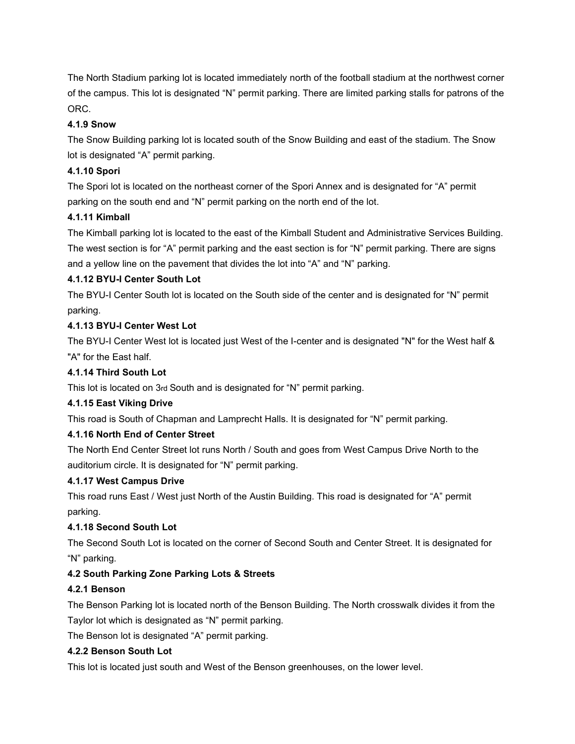The North Stadium parking lot is located immediately north of the football stadium at the northwest corner of the campus. This lot is designated “N” permit parking. There are limited parking stalls for patrons of the ORC.

#### 4.1.9 Snow

The Snow Building parking lot is located south of the Snow Building and east of the stadium. The Snow lot is designated “A” permit parking.

#### 4.1.10 Spori

The Spori lot is located on the northeast corner of the Spori Annex and is designated for “A” permit parking on the south end and “N” permit parking on the north end of the lot.

#### 4.1.11 Kimball

The Kimball parking lot is located to the east of the Kimball Student and Administrative Services Building. The west section is for “A” permit parking and the east section is for “N” permit parking. There are signs and a yellow line on the pavement that divides the lot into “A” and “N” parking.

#### 4.1.12 BYU-I Center South Lot

The BYU-I Center South lot is located on the South side of the center and is designated for “N” permit parking.

#### 4.1.13 BYU-I Center West Lot

The BYU-I Center West lot is located just West of the I-center and is designated "N" for the West half & "A" for the East half.

#### 4.1.14 Third South Lot

This lot is located on 3rd South and is designated for “N” permit parking.

#### 4.1.15 East Viking Drive

This road is South of Chapman and Lamprecht Halls. It is designated for “N” permit parking.

#### 4.1.16 North End of Center Street

The North End Center Street lot runs North / South and goes from West Campus Drive North to the auditorium circle. It is designated for “N” permit parking.

#### 4.1.17 West Campus Drive

This road runs East / West just North of the Austin Building. This road is designated for “A” permit parking.

#### 4.1.18 Second South Lot

The Second South Lot is located on the corner of Second South and Center Street. It is designated for “N” parking.

### 4.2 South Parking Zone Parking Lots & Streets

#### 4.2.1 Benson

The Benson Parking lot is located north of the Benson Building. The North crosswalk divides it from the Taylor lot which is designated as “N” permit parking.

The Benson lot is designated “A” permit parking.

#### 4.2.2 Benson South Lot

This lot is located just south and West of the Benson greenhouses, on the lower level.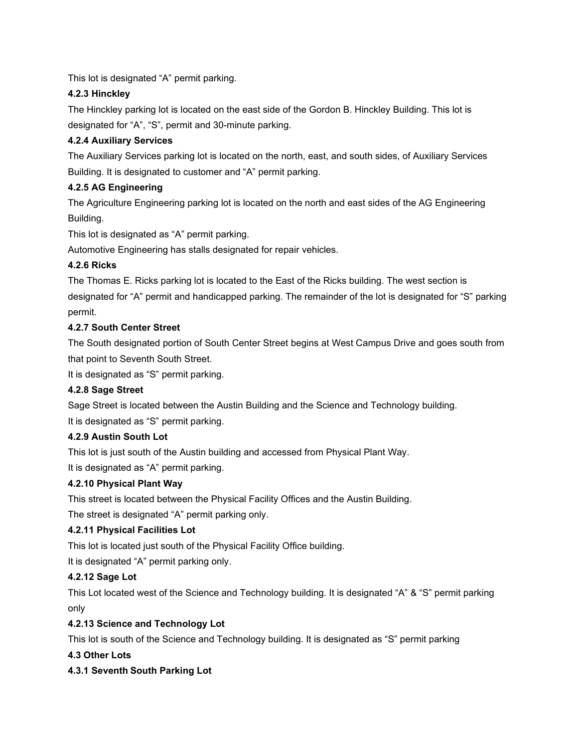This lot is designated “A” permit parking.

#### 4.2.3 Hinckley

The Hinckley parking lot is located on the east side of the Gordon B. Hinckley Building. This lot is designated for “A”, “S”, permit and 30-minute parking.

#### 4.2.4 Auxiliary Services

The Auxiliary Services parking lot is located on the north, east, and south sides, of Auxiliary Services Building. It is designated to customer and “A” permit parking.

#### 4.2.5 AG Engineering

The Agriculture Engineering parking lot is located on the north and east sides of the AG Engineering Building.

This lot is designated as “A” permit parking.

Automotive Engineering has stalls designated for repair vehicles.

#### 4.2.6 Ricks

The Thomas E. Ricks parking lot is located to the East of the Ricks building. The west section is designated for “A” permit and handicapped parking. The remainder of the lot is designated for “S” parking permit.

#### 4.2.7 South Center Street

The South designated portion of South Center Street begins at West Campus Drive and goes south from that point to Seventh South Street.

It is designated as “S” permit parking.

#### 4.2.8 Sage Street

Sage Street is located between the Austin Building and the Science and Technology building.

It is designated as “S” permit parking.

#### 4.2.9 Austin South Lot

This lot is just south of the Austin building and accessed from Physical Plant Way.

It is designated as “A” permit parking.

#### 4.2.10 Physical Plant Way

This street is located between the Physical Facility Offices and the Austin Building.

The street is designated “A” permit parking only.

#### 4.2.11 Physical Facilities Lot

This lot is located just south of the Physical Facility Office building.

It is designated “A” permit parking only.

#### 4.2.12 Sage Lot

This Lot located west of the Science and Technology building. It is designated “A” & “S” permit parking only

#### 4.2.13 Science and Technology Lot

This lot is south of the Science and Technology building. It is designated as “S” permit parking

### 4.3 Other Lots

#### 4.3.1 Seventh South Parking Lot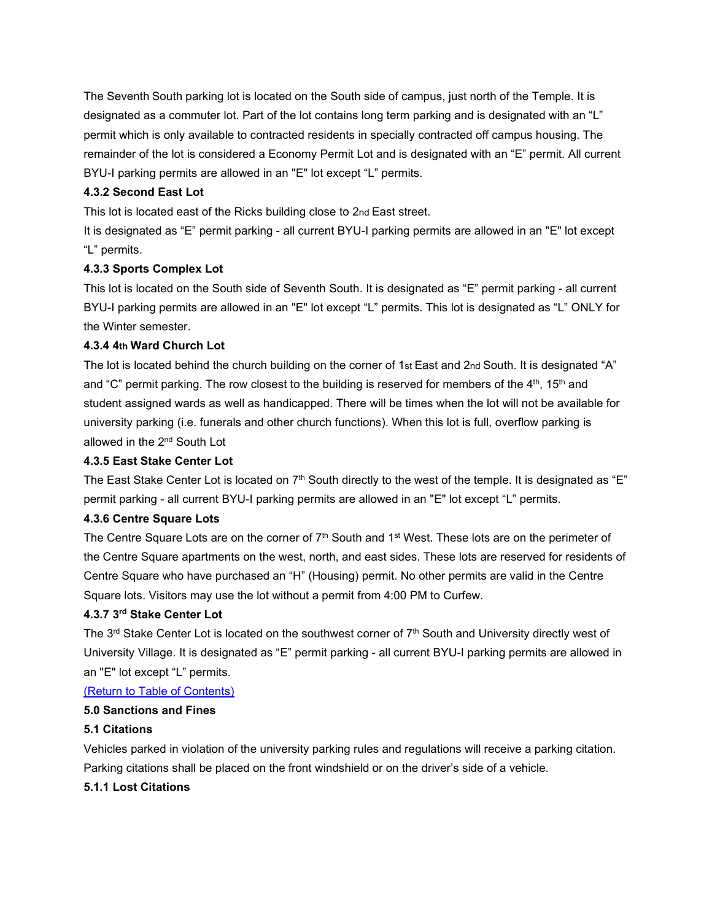The Seventh South parking lot is located on the South side of campus, just north of the Temple. It is designated as a commuter lot. Part of the lot contains long term parking and is designated with an “L” permit which is only available to contracted residents in specially contracted off campus housing. The remainder of the lot is considered a Economy Permit Lot and is designated with an “E” permit. All current BYU-I parking permits are allowed in an "E" lot except “L” permits.

**4.3.2 Second East Lot**

This lot is located east of the Ricks building close to 2nd East street.

It is designated as “E” permit parking - all current BYU-I parking permits are allowed in an "E" lot except “L” permits.

**4.3.3 Sports Complex Lot**

This lot is located on the South side of Seventh South. It is designated as “E” permit parking - all current BYU-I parking permits are allowed in an "E" lot except “L” permits. This lot is designated as “L” ONLY for the Winter semester.

**4.3.4 4th Ward Church Lot**

The lot is located behind the church building on the corner of 1st East and 2nd South. It is designated “A” and “C” permit parking. The row closest to the building is reserved for members of the 4th, 15th and student assigned wards as well as handicapped. There will be times when the lot will not be available for university parking (i.e. funerals and other church functions). When this lot is full, overflow parking is allowed in the 2nd South Lot

**4.3.5 East Stake Center Lot**

The East Stake Center Lot is located on 7th South directly to the west of the temple. It is designated as “E” permit parking - all current BYU-I parking permits are allowed in an "E" lot except “L” permits.

**4.3.6 Centre Square Lots**

The Centre Square Lots are on the corner of 7th South and 1st West. These lots are on the perimeter of the Centre Square apartments on the west, north, and east sides. These lots are reserved for residents of Centre Square who have purchased an “H” (Housing) permit. No other permits are valid in the Centre Square lots. Visitors may use the lot without a permit from 4:00 PM to Curfew.

**4.3.7 3rd Stake Center Lot**

The 3rd Stake Center Lot is located on the southwest corner of 7th South and University directly west of University Village. It is designated as “E” permit parking - all current BYU-I parking permits are allowed in an "E" lot except “L” permits.

(Return to Table of Contents)

**5.0 Sanctions and Fines**

**5.1 Citations**

Vehicles parked in violation of the university parking rules and regulations will receive a parking citation. Parking citations shall be placed on the front windshield or on the driver’s side of a vehicle.

**5.1.1 Lost Citations**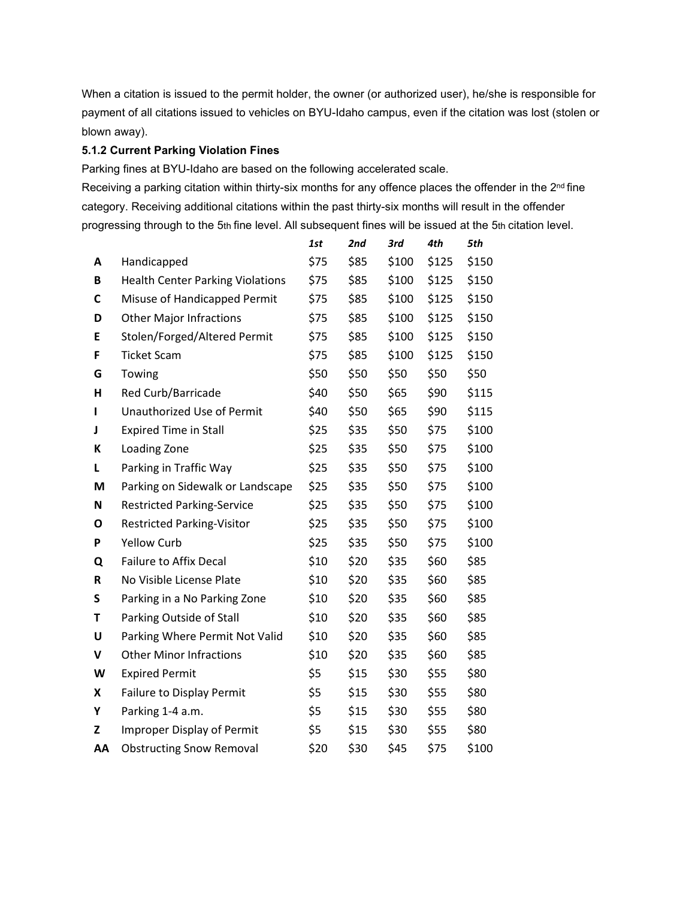When a citation is issued to the permit holder, the owner (or authorized user), he/she is responsible for payment of all citations issued to vehicles on BYU-Idaho campus, even if the citation was lost (stolen or blown away).

**5.1.2 Current Parking Violation Fines**

Parking fines at BYU-Idaho are based on the following accelerated scale.

Receiving a parking citation within thirty-six months for any offence places the offender in the 2nd fine category. Receiving additional citations within the past thirty-six months will result in the offender progressing through to the 5th fine level. All subsequent fines will be issued at the 5th citation level.

| | | *1st* | *2nd* | *3rd* | *4th* | *5th* |
|---|---|---|---|---|---|---|
| **A** | Handicapped | $75 | $85 | $100 | $125 | $150 |
| **B** | Health Center Parking Violations | $75 | $85 | $100 | $125 | $150 |
| **C** | Misuse of Handicapped Permit | $75 | $85 | $100 | $125 | $150 |
| **D** | Other Major Infractions | $75 | $85 | $100 | $125 | $150 |
| **E** | Stolen/Forged/Altered Permit | $75 | $85 | $100 | $125 | $150 |
| **F** | Ticket Scam | $75 | $85 | $100 | $125 | $150 |
| **G** | Towing | $50 | $50 | $50 | $50 | $50 |
| **H** | Red Curb/Barricade | $40 | $50 | $65 | $90 | $115 |
| **I** | Unauthorized Use of Permit | $40 | $50 | $65 | $90 | $115 |
| **J** | Expired Time in Stall | $25 | $35 | $50 | $75 | $100 |
| **K** | Loading Zone | $25 | $35 | $50 | $75 | $100 |
| **L** | Parking in Traffic Way | $25 | $35 | $50 | $75 | $100 |
| **M** | Parking on Sidewalk or Landscape | $25 | $35 | $50 | $75 | $100 |
| **N** | Restricted Parking-Service | $25 | $35 | $50 | $75 | $100 |
| **O** | Restricted Parking-Visitor | $25 | $35 | $50 | $75 | $100 |
| **P** | Yellow Curb | $25 | $35 | $50 | $75 | $100 |
| **Q** | Failure to Affix Decal | $10 | $20 | $35 | $60 | $85 |
| **R** | No Visible License Plate | $10 | $20 | $35 | $60 | $85 |
| **S** | Parking in a No Parking Zone | $10 | $20 | $35 | $60 | $85 |
| **T** | Parking Outside of Stall | $10 | $20 | $35 | $60 | $85 |
| **U** | Parking Where Permit Not Valid | $10 | $20 | $35 | $60 | $85 |
| **V** | Other Minor Infractions | $10 | $20 | $35 | $60 | $85 |
| **W** | Expired Permit | $5 | $15 | $30 | $55 | $80 |
| **X** | Failure to Display Permit | $5 | $15 | $30 | $55 | $80 |
| **Y** | Parking 1-4 a.m. | $5 | $15 | $30 | $55 | $80 |
| **Z** | Improper Display of Permit | $5 | $15 | $30 | $55 | $80 |
| **AA** | Obstructing Snow Removal | $20 | $30 | $45 | $75 | $100 |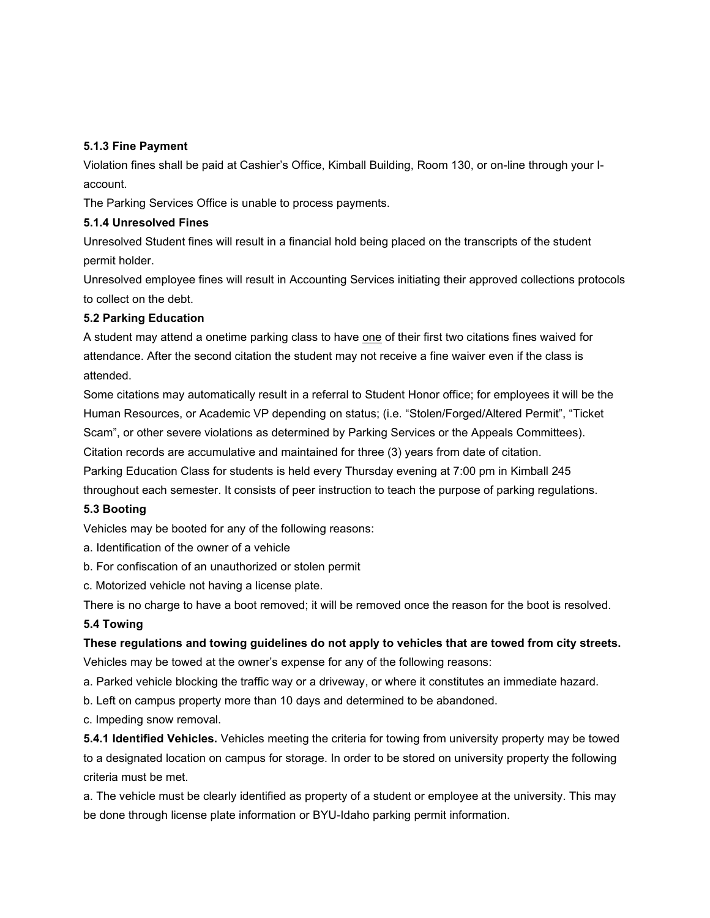**5.1.3 Fine Payment**

Violation fines shall be paid at Cashier's Office, Kimball Building, Room 130, or on-line through your I-account.

The Parking Services Office is unable to process payments.

**5.1.4 Unresolved Fines**

Unresolved Student fines will result in a financial hold being placed on the transcripts of the student permit holder.

Unresolved employee fines will result in Accounting Services initiating their approved collections protocols to collect on the debt.

**5.2 Parking Education**

A student may attend a onetime parking class to have <u>one</u> of their first two citations fines waived for attendance. After the second citation the student may not receive a fine waiver even if the class is attended.

Some citations may automatically result in a referral to Student Honor office; for employees it will be the Human Resources, or Academic VP depending on status; (i.e. "Stolen/Forged/Altered Permit", "Ticket Scam", or other severe violations as determined by Parking Services or the Appeals Committees).

Citation records are accumulative and maintained for three (3) years from date of citation.

Parking Education Class for students is held every Thursday evening at 7:00 pm in Kimball 245 throughout each semester. It consists of peer instruction to teach the purpose of parking regulations.

**5.3 Booting**

Vehicles may be booted for any of the following reasons:

a. Identification of the owner of a vehicle

b. For confiscation of an unauthorized or stolen permit

c. Motorized vehicle not having a license plate.

There is no charge to have a boot removed; it will be removed once the reason for the boot is resolved.

**5.4 Towing**

**These regulations and towing guidelines do not apply to vehicles that are towed from city streets.**

Vehicles may be towed at the owner's expense for any of the following reasons:

a. Parked vehicle blocking the traffic way or a driveway, or where it constitutes an immediate hazard.

b. Left on campus property more than 10 days and determined to be abandoned.

c. Impeding snow removal.

**5.4.1 Identified Vehicles.** Vehicles meeting the criteria for towing from university property may be towed to a designated location on campus for storage. In order to be stored on university property the following criteria must be met.

a. The vehicle must be clearly identified as property of a student or employee at the university. This may be done through license plate information or BYU-Idaho parking permit information.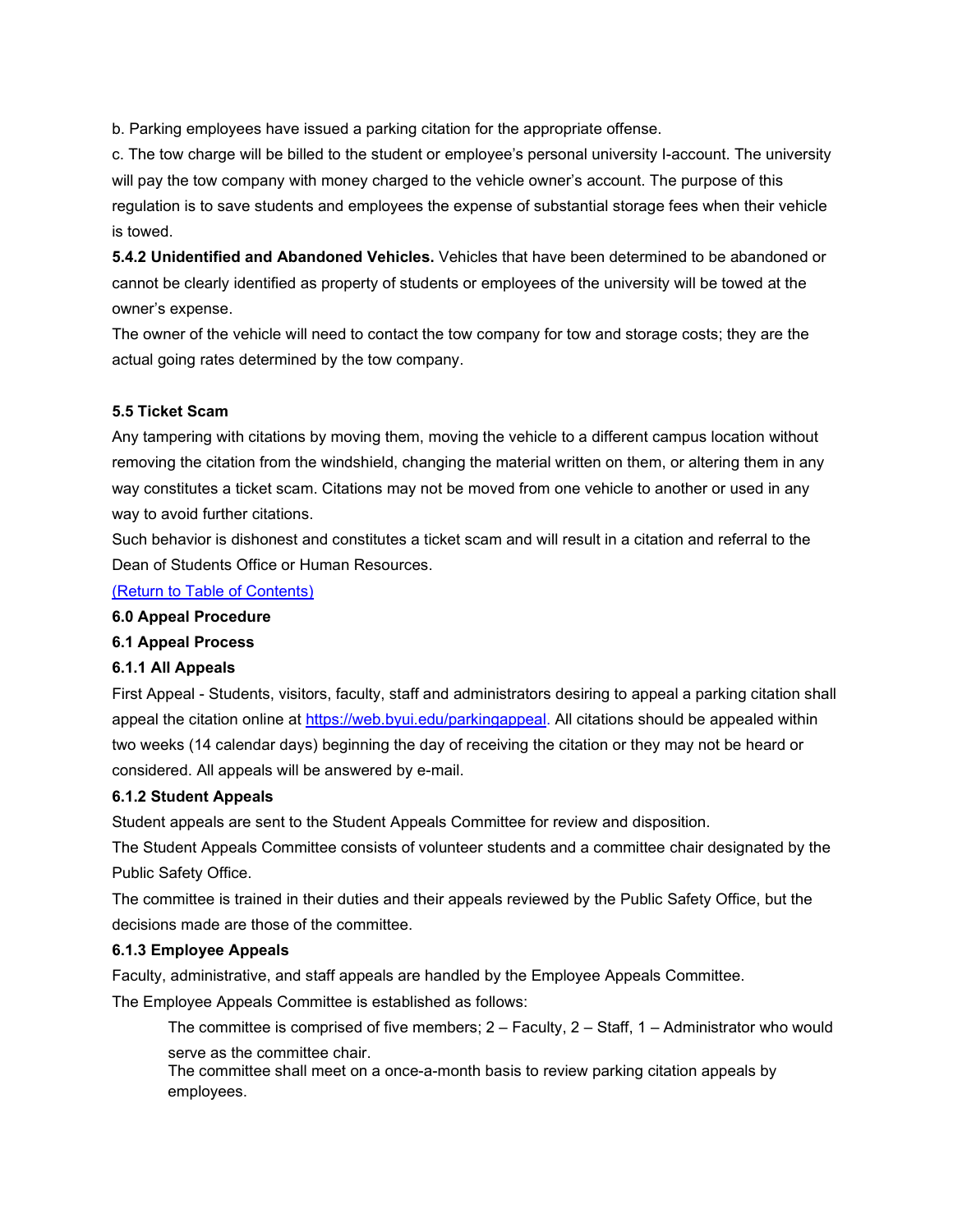b. Parking employees have issued a parking citation for the appropriate offense.

c. The tow charge will be billed to the student or employee's personal university I-account. The university will pay the tow company with money charged to the vehicle owner's account. The purpose of this regulation is to save students and employees the expense of substantial storage fees when their vehicle is towed.

**5.4.2 Unidentified and Abandoned Vehicles.** Vehicles that have been determined to be abandoned or cannot be clearly identified as property of students or employees of the university will be towed at the owner's expense.

The owner of the vehicle will need to contact the tow company for tow and storage costs; they are the actual going rates determined by the tow company.

### 5.5 Ticket Scam

Any tampering with citations by moving them, moving the vehicle to a different campus location without removing the citation from the windshield, changing the material written on them, or altering them in any way constitutes a ticket scam. Citations may not be moved from one vehicle to another or used in any way to avoid further citations.

Such behavior is dishonest and constitutes a ticket scam and will result in a citation and referral to the Dean of Students Office or Human Resources.

[(Return to Table of Contents)]()

## 6.0 Appeal Procedure

### 6.1 Appeal Process

#### 6.1.1 All Appeals

First Appeal - Students, visitors, faculty, staff and administrators desiring to appeal a parking citation shall appeal the citation online at [https://web.byui.edu/parkingappeal](https://web.byui.edu/parkingappeal). All citations should be appealed within two weeks (14 calendar days) beginning the day of receiving the citation or they may not be heard or considered. All appeals will be answered by e-mail.

#### 6.1.2 Student Appeals

Student appeals are sent to the Student Appeals Committee for review and disposition.

The Student Appeals Committee consists of volunteer students and a committee chair designated by the Public Safety Office.

The committee is trained in their duties and their appeals reviewed by the Public Safety Office, but the decisions made are those of the committee.

#### 6.1.3 Employee Appeals

Faculty, administrative, and staff appeals are handled by the Employee Appeals Committee.

The Employee Appeals Committee is established as follows:

> The committee is comprised of five members; 2 – Faculty, 2 – Staff, 1 – Administrator who would serve as the committee chair.
>
> The committee shall meet on a once-a-month basis to review parking citation appeals by employees.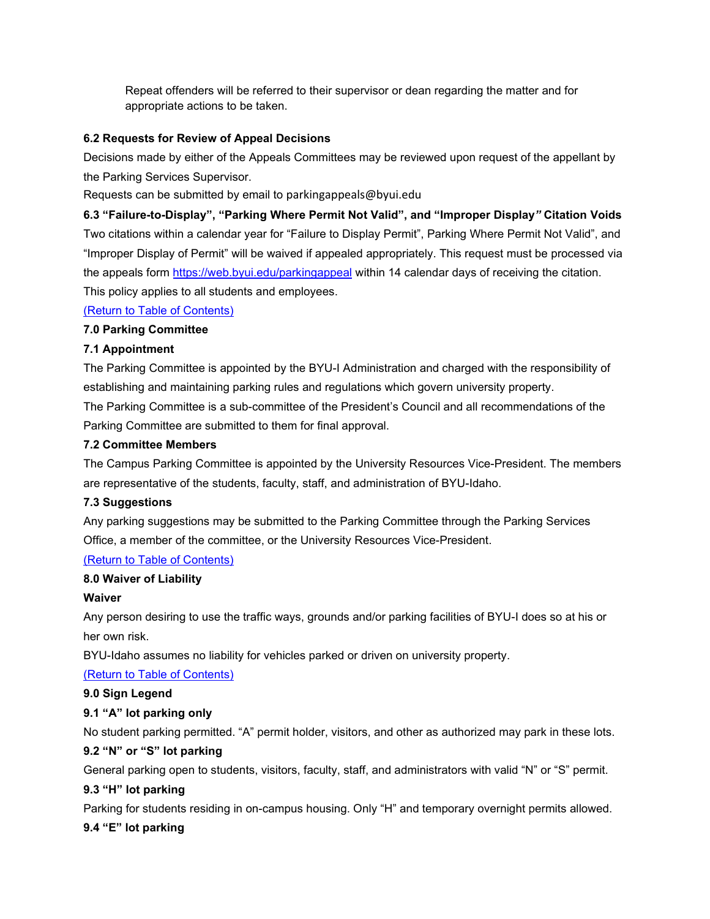Repeat offenders will be referred to their supervisor or dean regarding the matter and for appropriate actions to be taken.

**6.2 Requests for Review of Appeal Decisions**

Decisions made by either of the Appeals Committees may be reviewed upon request of the appellant by the Parking Services Supervisor.

Requests can be submitted by email to parkingappeals@byui.edu

**6.3 "Failure-to-Display", "Parking Where Permit Not Valid", and "Improper Display" Citation Voids**

Two citations within a calendar year for "Failure to Display Permit", Parking Where Permit Not Valid", and "Improper Display of Permit" will be waived if appealed appropriately. This request must be processed via the appeals form [https://web.byui.edu/parkingappeal](https://web.byui.edu/parkingappeal) within 14 calendar days of receiving the citation. This policy applies to all students and employees.

(Return to Table of Contents)

**7.0 Parking Committee**

**7.1 Appointment**

The Parking Committee is appointed by the BYU-I Administration and charged with the responsibility of establishing and maintaining parking rules and regulations which govern university property.

The Parking Committee is a sub-committee of the President's Council and all recommendations of the Parking Committee are submitted to them for final approval.

**7.2 Committee Members**

The Campus Parking Committee is appointed by the University Resources Vice-President. The members are representative of the students, faculty, staff, and administration of BYU-Idaho.

**7.3 Suggestions**

Any parking suggestions may be submitted to the Parking Committee through the Parking Services Office, a member of the committee, or the University Resources Vice-President.

(Return to Table of Contents)

**8.0 Waiver of Liability**

**Waiver**

Any person desiring to use the traffic ways, grounds and/or parking facilities of BYU-I does so at his or her own risk.

BYU-Idaho assumes no liability for vehicles parked or driven on university property.

(Return to Table of Contents)

**9.0 Sign Legend**

**9.1 "A" lot parking only**

No student parking permitted. "A" permit holder, visitors, and other as authorized may park in these lots.

**9.2 "N" or "S" lot parking**

General parking open to students, visitors, faculty, staff, and administrators with valid "N" or "S" permit.

**9.3 "H" lot parking**

Parking for students residing in on-campus housing. Only "H" and temporary overnight permits allowed.

**9.4 "E" lot parking**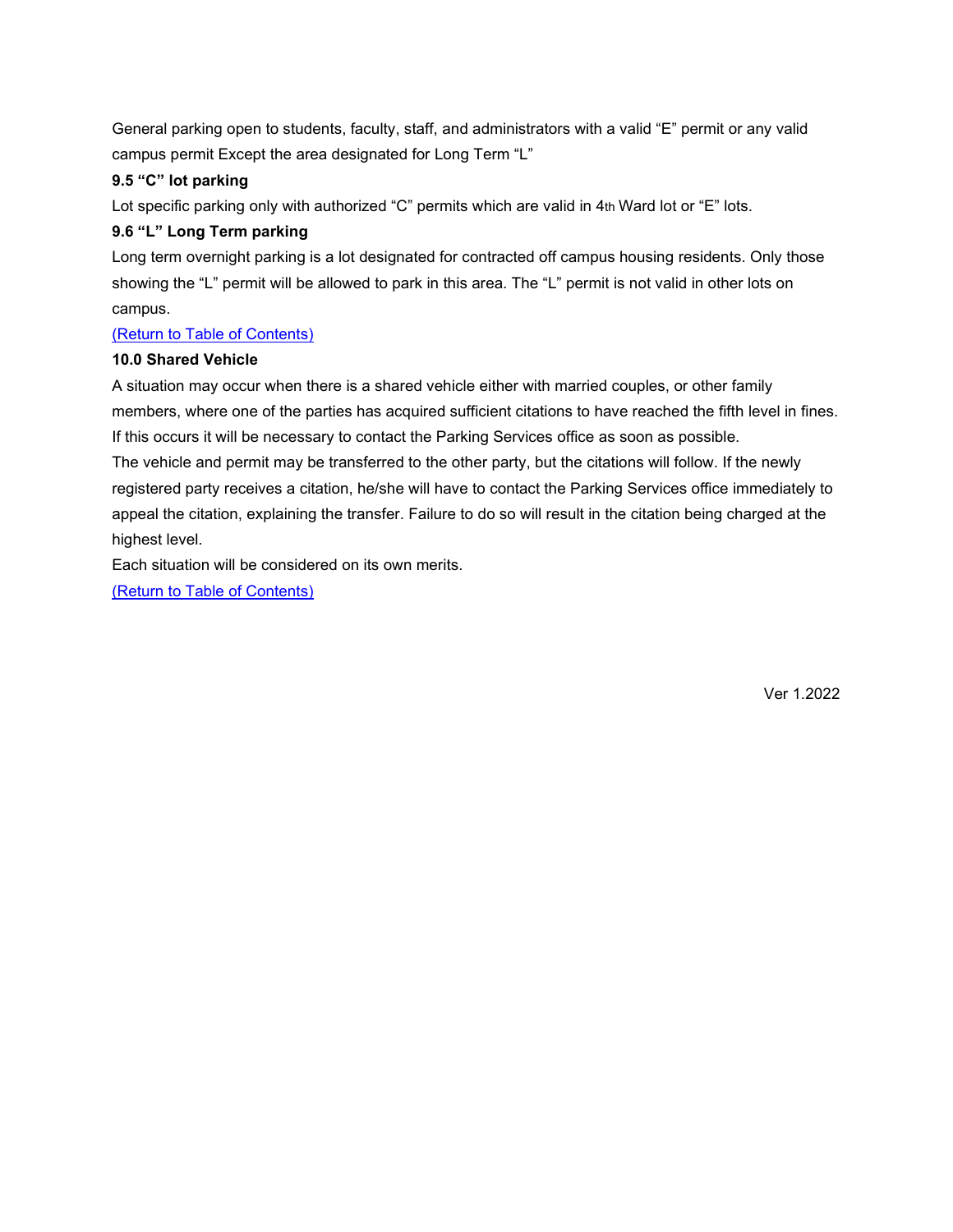General parking open to students, faculty, staff, and administrators with a valid “E” permit or any valid campus permit Except the area designated for Long Term “L”

### 9.5 “C” lot parking

Lot specific parking only with authorized “C” permits which are valid in 4th Ward lot or “E” lots.

### 9.6 “L” Long Term parking

Long term overnight parking is a lot designated for contracted off campus housing residents. Only those showing the “L” permit will be allowed to park in this area. The “L” permit is not valid in other lots on campus.

(Return to Table of Contents)

## 10.0 Shared Vehicle

A situation may occur when there is a shared vehicle either with married couples, or other family members, where one of the parties has acquired sufficient citations to have reached the fifth level in fines. If this occurs it will be necessary to contact the Parking Services office as soon as possible.

The vehicle and permit may be transferred to the other party, but the citations will follow. If the newly registered party receives a citation, he/she will have to contact the Parking Services office immediately to appeal the citation, explaining the transfer. Failure to do so will result in the citation being charged at the highest level.

Each situation will be considered on its own merits.

(Return to Table of Contents)

Ver 1.2022